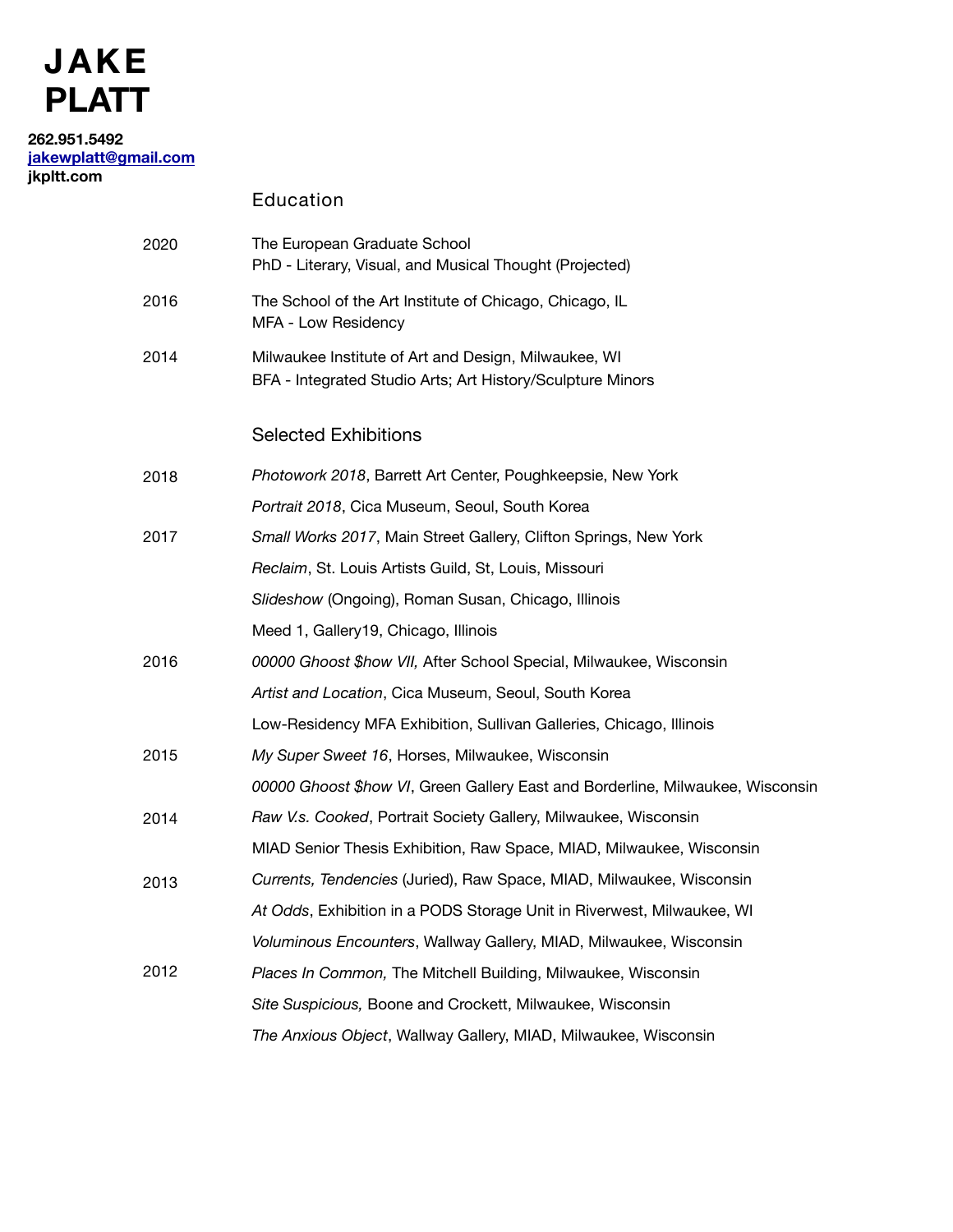# JAKE PLATT

**262.951.5492**
**jakewplatt@gmail.com**
**jkpltt.com**

## Education

2020 — The European Graduate School
PhD - Literary, Visual, and Musical Thought (Projected)

2016 — The School of the Art Institute of Chicago, Chicago, IL
MFA - Low Residency

2014 — Milwaukee Institute of Art and Design, Milwaukee, WI
BFA - Integrated Studio Arts; Art History/Sculpture Minors

## Selected Exhibitions

**2018**

*Photowork 2018*, Barrett Art Center, Poughkeepsie, New York

*Portrait 2018*, Cica Museum, Seoul, South Korea

**2017**

*Small Works 2017*, Main Street Gallery, Clifton Springs, New York

*Reclaim*, St. Louis Artists Guild, St, Louis, Missouri

*Slideshow* (Ongoing), Roman Susan, Chicago, Illinois

Meed 1, Gallery19, Chicago, Illinois

**2016**

*00000 Ghoost $how VII,* After School Special, Milwaukee, Wisconsin

*Artist and Location*, Cica Museum, Seoul, South Korea

Low-Residency MFA Exhibition, Sullivan Galleries, Chicago, Illinois

**2015**

*My Super Sweet 16*, Horses, Milwaukee, Wisconsin

*00000 Ghoost $how VI*, Green Gallery East and Borderline, Milwaukee, Wisconsin

**2014**

*Raw V.s. Cooked*, Portrait Society Gallery, Milwaukee, Wisconsin

MIAD Senior Thesis Exhibition, Raw Space, MIAD, Milwaukee, Wisconsin

**2013**

*Currents, Tendencies* (Juried), Raw Space, MIAD, Milwaukee, Wisconsin

*At Odds*, Exhibition in a PODS Storage Unit in Riverwest, Milwaukee, WI

*Voluminous Encounters*, Wallway Gallery, MIAD, Milwaukee, Wisconsin

**2012**

*Places In Common,* The Mitchell Building, Milwaukee, Wisconsin

*Site Suspicious,* Boone and Crockett, Milwaukee, Wisconsin

*The Anxious Object*, Wallway Gallery, MIAD, Milwaukee, Wisconsin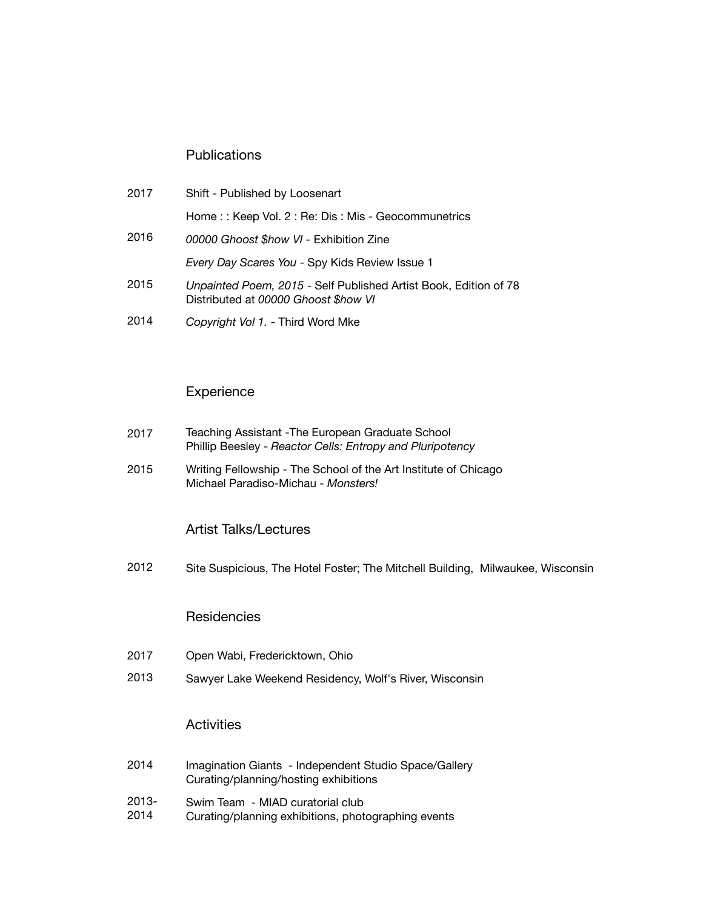## Publications

2017 Shift - Published by Loosenart

Home : : Keep Vol. 2 : Re: Dis : Mis - Geocommunetrics

2016 *00000 Ghoost $how VI* - Exhibition Zine

*Every Day Scares You* - Spy Kids Review Issue 1

2015 *Unpainted Poem, 2015* - Self Published Artist Book, Edition of 78
Distributed at *00000 Ghoost $how VI*

2014 *Copyright Vol 1.* - Third Word Mke

## Experience

2017 Teaching Assistant -The European Graduate School
Phillip Beesley - *Reactor Cells: Entropy and Pluripotency*

2015 Writing Fellowship - The School of the Art Institute of Chicago
Michael Paradiso-Michau - *Monsters!*

## Artist Talks/Lectures

2012 Site Suspicious, The Hotel Foster; The Mitchell Building, Milwaukee, Wisconsin

## Residencies

2017 Open Wabi, Fredericktown, Ohio

2013 Sawyer Lake Weekend Residency, Wolf's River, Wisconsin

## Activities

2014 Imagination Giants - Independent Studio Space/Gallery
Curating/planning/hosting exhibitions

2013-2014 Swim Team - MIAD curatorial club
Curating/planning exhibitions, photographing events